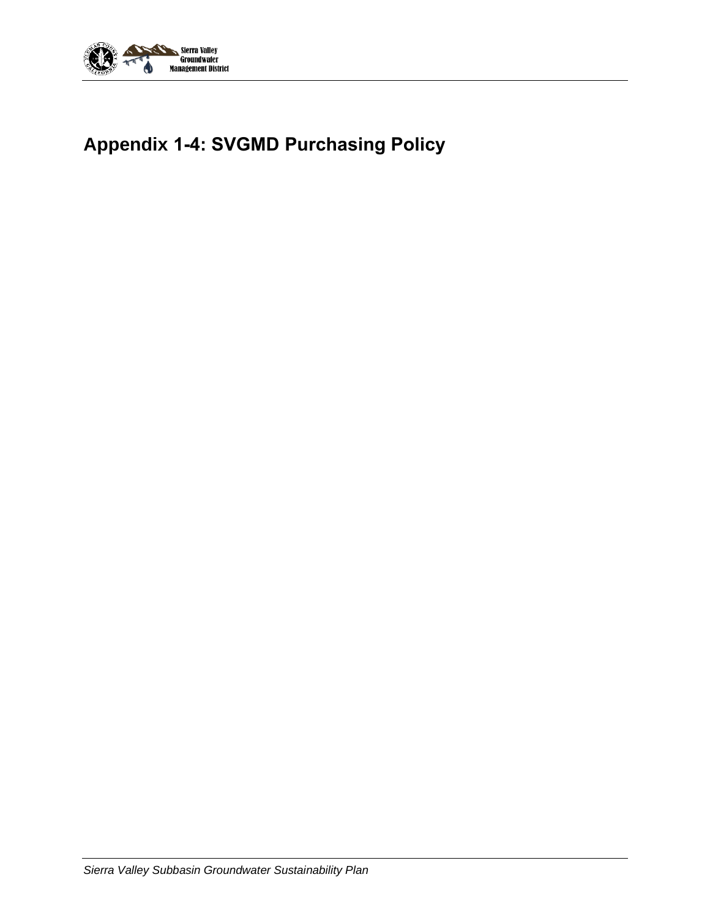# Appendix 1-4: SVGMD Purchasing Policy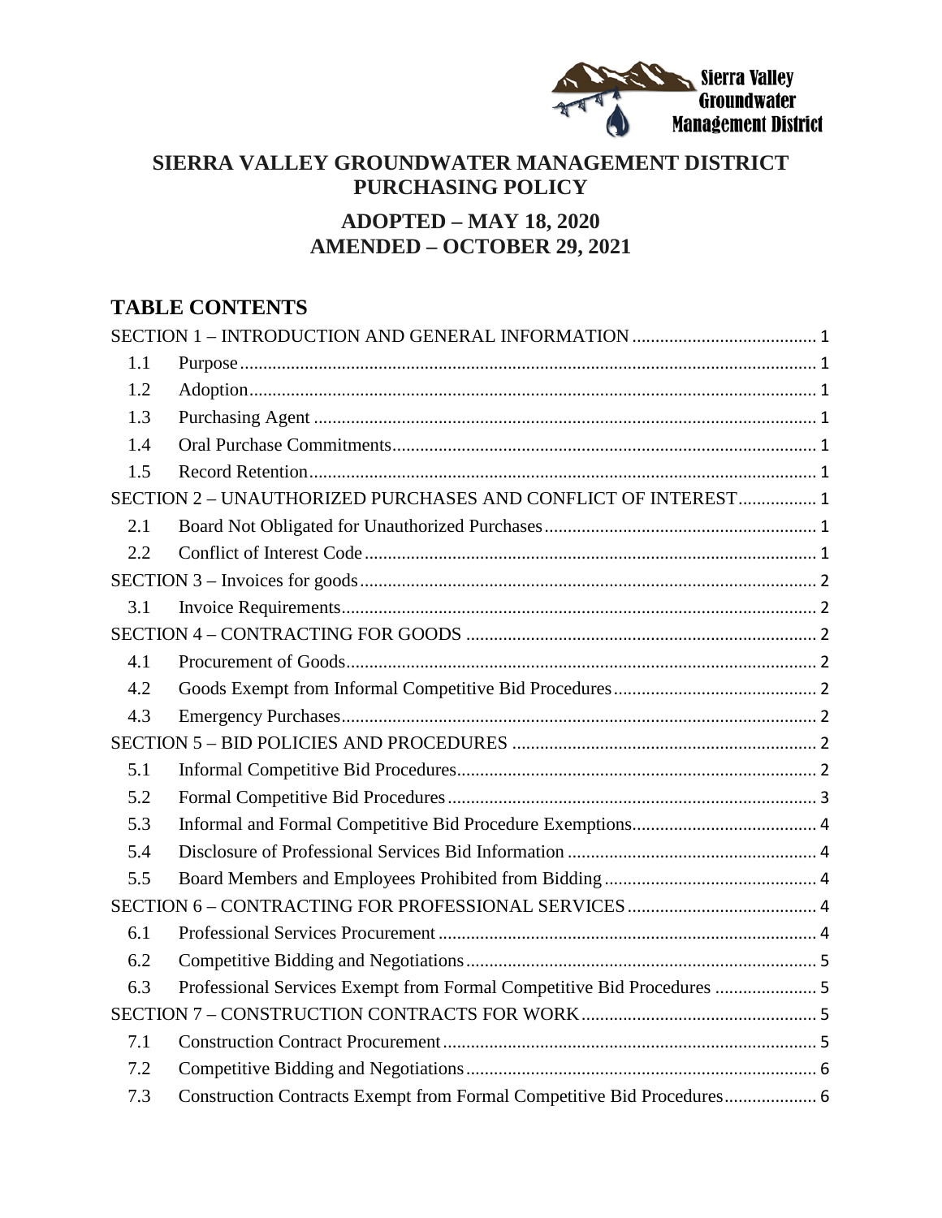# SIERRA VALLEY GROUNDWATER MANAGEMENT DISTRICT PURCHASING POLICY

## ADOPTED – MAY 18, 2020
## AMENDED – OCTOBER 29, 2021

## TABLE CONTENTS

SECTION 1 – INTRODUCTION AND GENERAL INFORMATION ........................................ 1

- 1.1 Purpose ........................................................................................................ 1
- 1.2 Adoption ....................................................................................................... 1
- 1.3 Purchasing Agent ......................................................................................... 1
- 1.4 Oral Purchase Commitments ........................................................................ 1
- 1.5 Record Retention .......................................................................................... 1

SECTION 2 – UNAUTHORIZED PURCHASES AND CONFLICT OF INTEREST ................. 1

- 2.1 Board Not Obligated for Unauthorized Purchases ......................................... 1
- 2.2 Conflict of Interest Code ............................................................................... 1

SECTION 3 – Invoices for goods ................................................................................. 2

- 3.1 Invoice Requirements ................................................................................... 2

SECTION 4 – CONTRACTING FOR GOODS ................................................................ 2

- 4.1 Procurement of Goods .................................................................................. 2
- 4.2 Goods Exempt from Informal Competitive Bid Procedures ............................ 2
- 4.3 Emergency Purchases ................................................................................... 2

SECTION 5 – BID POLICIES AND PROCEDURES ........................................................ 2

- 5.1 Informal Competitive Bid Procedures ............................................................. 2
- 5.2 Formal Competitive Bid Procedures ............................................................... 3
- 5.3 Informal and Formal Competitive Bid Procedure Exemptions ......................... 4
- 5.4 Disclosure of Professional Services Bid Information ....................................... 4
- 5.5 Board Members and Employees Prohibited from Bidding ............................... 4

SECTION 6 – CONTRACTING FOR PROFESSIONAL SERVICES ........................................ 4

- 6.1 Professional Services Procurement ................................................................ 4
- 6.2 Competitive Bidding and Negotiations ........................................................... 5
- 6.3 Professional Services Exempt from Formal Competitive Bid Procedures ........ 5

SECTION 7 – CONSTRUCTION CONTRACTS FOR WORK ............................................. 5

- 7.1 Construction Contract Procurement ............................................................... 5
- 7.2 Competitive Bidding and Negotiations ........................................................... 6
- 7.3 Construction Contracts Exempt from Formal Competitive Bid Procedures ...... 6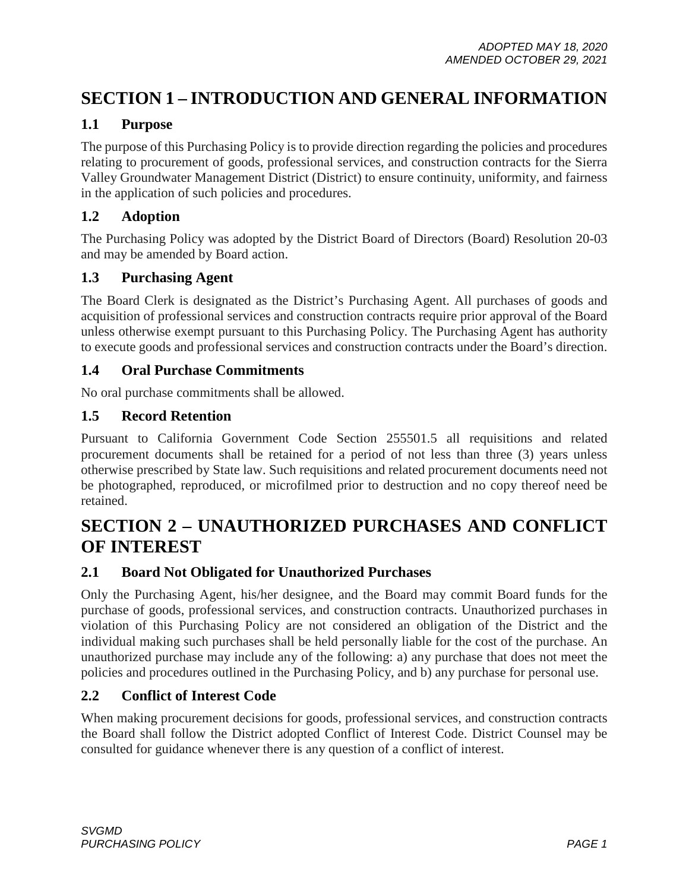ADOPTED MAY 18, 2020
AMENDED OCTOBER 29, 2021

# SECTION 1 – INTRODUCTION AND GENERAL INFORMATION

## 1.1 Purpose

The purpose of this Purchasing Policy is to provide direction regarding the policies and procedures relating to procurement of goods, professional services, and construction contracts for the Sierra Valley Groundwater Management District (District) to ensure continuity, uniformity, and fairness in the application of such policies and procedures.

## 1.2 Adoption

The Purchasing Policy was adopted by the District Board of Directors (Board) Resolution 20-03 and may be amended by Board action.

## 1.3 Purchasing Agent

The Board Clerk is designated as the District's Purchasing Agent. All purchases of goods and acquisition of professional services and construction contracts require prior approval of the Board unless otherwise exempt pursuant to this Purchasing Policy. The Purchasing Agent has authority to execute goods and professional services and construction contracts under the Board's direction.

## 1.4 Oral Purchase Commitments

No oral purchase commitments shall be allowed.

## 1.5 Record Retention

Pursuant to California Government Code Section 255501.5 all requisitions and related procurement documents shall be retained for a period of not less than three (3) years unless otherwise prescribed by State law. Such requisitions and related procurement documents need not be photographed, reproduced, or microfilmed prior to destruction and no copy thereof need be retained.

# SECTION 2 – UNAUTHORIZED PURCHASES AND CONFLICT OF INTEREST

## 2.1 Board Not Obligated for Unauthorized Purchases

Only the Purchasing Agent, his/her designee, and the Board may commit Board funds for the purchase of goods, professional services, and construction contracts. Unauthorized purchases in violation of this Purchasing Policy are not considered an obligation of the District and the individual making such purchases shall be held personally liable for the cost of the purchase. An unauthorized purchase may include any of the following: a) any purchase that does not meet the policies and procedures outlined in the Purchasing Policy, and b) any purchase for personal use.

## 2.2 Conflict of Interest Code

When making procurement decisions for goods, professional services, and construction contracts the Board shall follow the District adopted Conflict of Interest Code. District Counsel may be consulted for guidance whenever there is any question of a conflict of interest.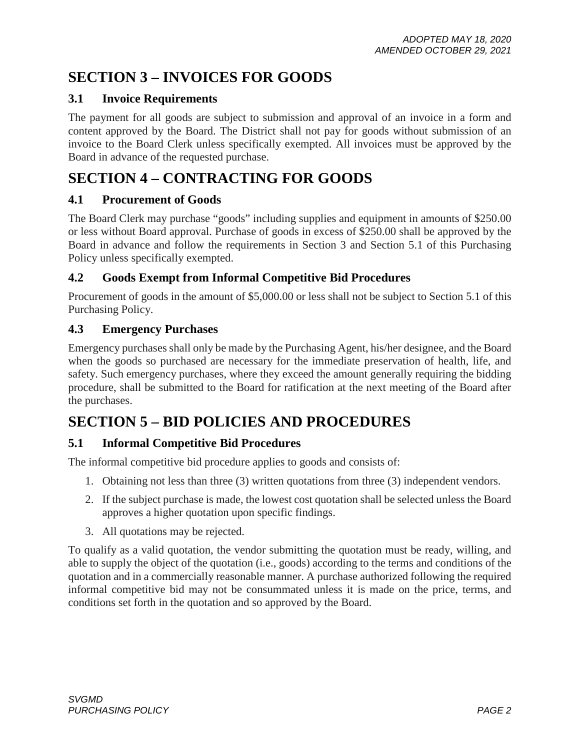## SECTION 3 – INVOICES FOR GOODS

### 3.1 Invoice Requirements

The payment for all goods are subject to submission and approval of an invoice in a form and content approved by the Board. The District shall not pay for goods without submission of an invoice to the Board Clerk unless specifically exempted. All invoices must be approved by the Board in advance of the requested purchase.

## SECTION 4 – CONTRACTING FOR GOODS

### 4.1 Procurement of Goods

The Board Clerk may purchase "goods" including supplies and equipment in amounts of $250.00 or less without Board approval. Purchase of goods in excess of $250.00 shall be approved by the Board in advance and follow the requirements in Section 3 and Section 5.1 of this Purchasing Policy unless specifically exempted.

### 4.2 Goods Exempt from Informal Competitive Bid Procedures

Procurement of goods in the amount of $5,000.00 or less shall not be subject to Section 5.1 of this Purchasing Policy.

### 4.3 Emergency Purchases

Emergency purchases shall only be made by the Purchasing Agent, his/her designee, and the Board when the goods so purchased are necessary for the immediate preservation of health, life, and safety. Such emergency purchases, where they exceed the amount generally requiring the bidding procedure, shall be submitted to the Board for ratification at the next meeting of the Board after the purchases.

## SECTION 5 – BID POLICIES AND PROCEDURES

### 5.1 Informal Competitive Bid Procedures

The informal competitive bid procedure applies to goods and consists of:

1. Obtaining not less than three (3) written quotations from three (3) independent vendors.
2. If the subject purchase is made, the lowest cost quotation shall be selected unless the Board approves a higher quotation upon specific findings.
3. All quotations may be rejected.

To qualify as a valid quotation, the vendor submitting the quotation must be ready, willing, and able to supply the object of the quotation (i.e., goods) according to the terms and conditions of the quotation and in a commercially reasonable manner. A purchase authorized following the required informal competitive bid may not be consummated unless it is made on the price, terms, and conditions set forth in the quotation and so approved by the Board.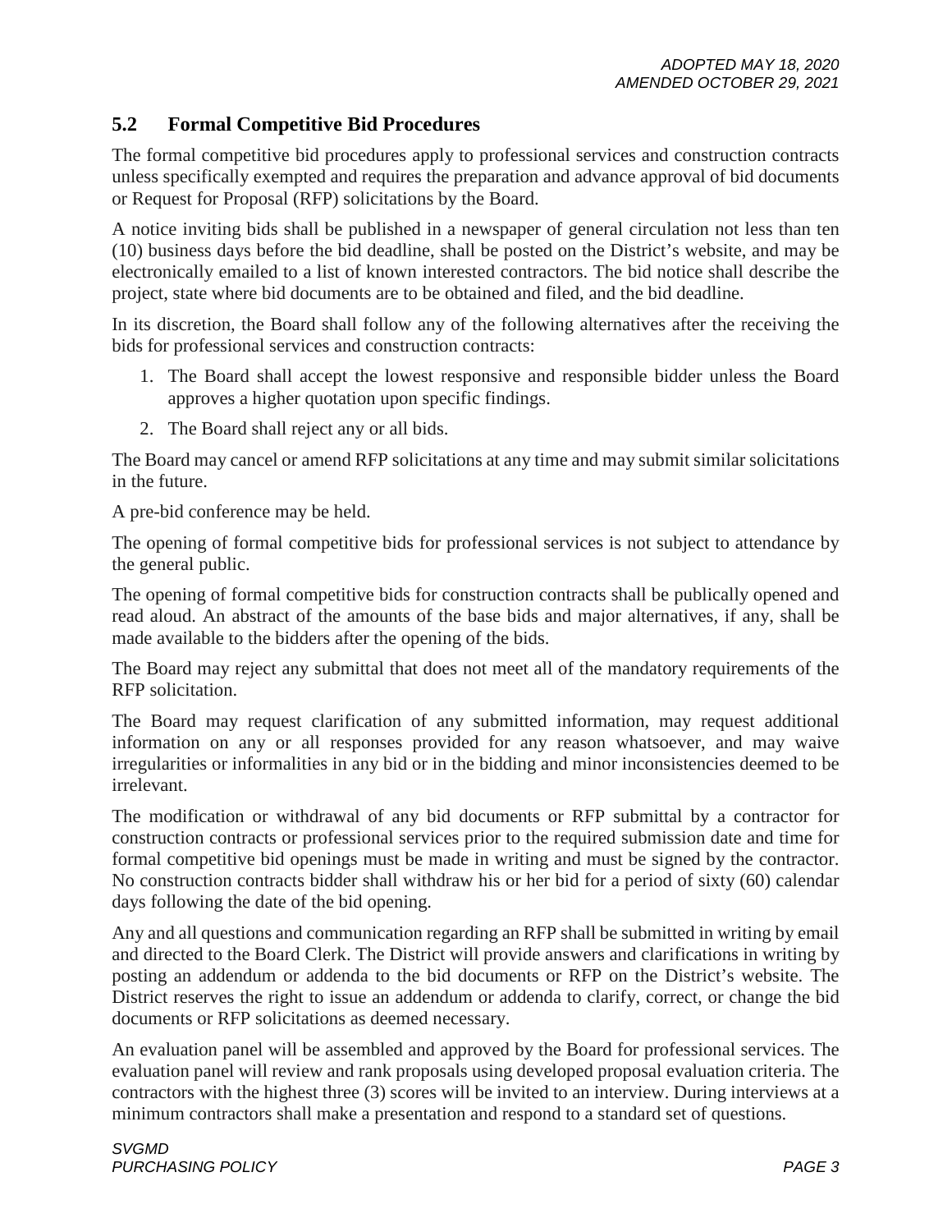## 5.2 Formal Competitive Bid Procedures

The formal competitive bid procedures apply to professional services and construction contracts unless specifically exempted and requires the preparation and advance approval of bid documents or Request for Proposal (RFP) solicitations by the Board.

A notice inviting bids shall be published in a newspaper of general circulation not less than ten (10) business days before the bid deadline, shall be posted on the District's website, and may be electronically emailed to a list of known interested contractors. The bid notice shall describe the project, state where bid documents are to be obtained and filed, and the bid deadline.

In its discretion, the Board shall follow any of the following alternatives after the receiving the bids for professional services and construction contracts:

1. The Board shall accept the lowest responsive and responsible bidder unless the Board approves a higher quotation upon specific findings.
2. The Board shall reject any or all bids.

The Board may cancel or amend RFP solicitations at any time and may submit similar solicitations in the future.

A pre-bid conference may be held.

The opening of formal competitive bids for professional services is not subject to attendance by the general public.

The opening of formal competitive bids for construction contracts shall be publically opened and read aloud. An abstract of the amounts of the base bids and major alternatives, if any, shall be made available to the bidders after the opening of the bids.

The Board may reject any submittal that does not meet all of the mandatory requirements of the RFP solicitation.

The Board may request clarification of any submitted information, may request additional information on any or all responses provided for any reason whatsoever, and may waive irregularities or informalities in any bid or in the bidding and minor inconsistencies deemed to be irrelevant.

The modification or withdrawal of any bid documents or RFP submittal by a contractor for construction contracts or professional services prior to the required submission date and time for formal competitive bid openings must be made in writing and must be signed by the contractor. No construction contracts bidder shall withdraw his or her bid for a period of sixty (60) calendar days following the date of the bid opening.

Any and all questions and communication regarding an RFP shall be submitted in writing by email and directed to the Board Clerk. The District will provide answers and clarifications in writing by posting an addendum or addenda to the bid documents or RFP on the District's website. The District reserves the right to issue an addendum or addenda to clarify, correct, or change the bid documents or RFP solicitations as deemed necessary.

An evaluation panel will be assembled and approved by the Board for professional services. The evaluation panel will review and rank proposals using developed proposal evaluation criteria. The contractors with the highest three (3) scores will be invited to an interview. During interviews at a minimum contractors shall make a presentation and respond to a standard set of questions.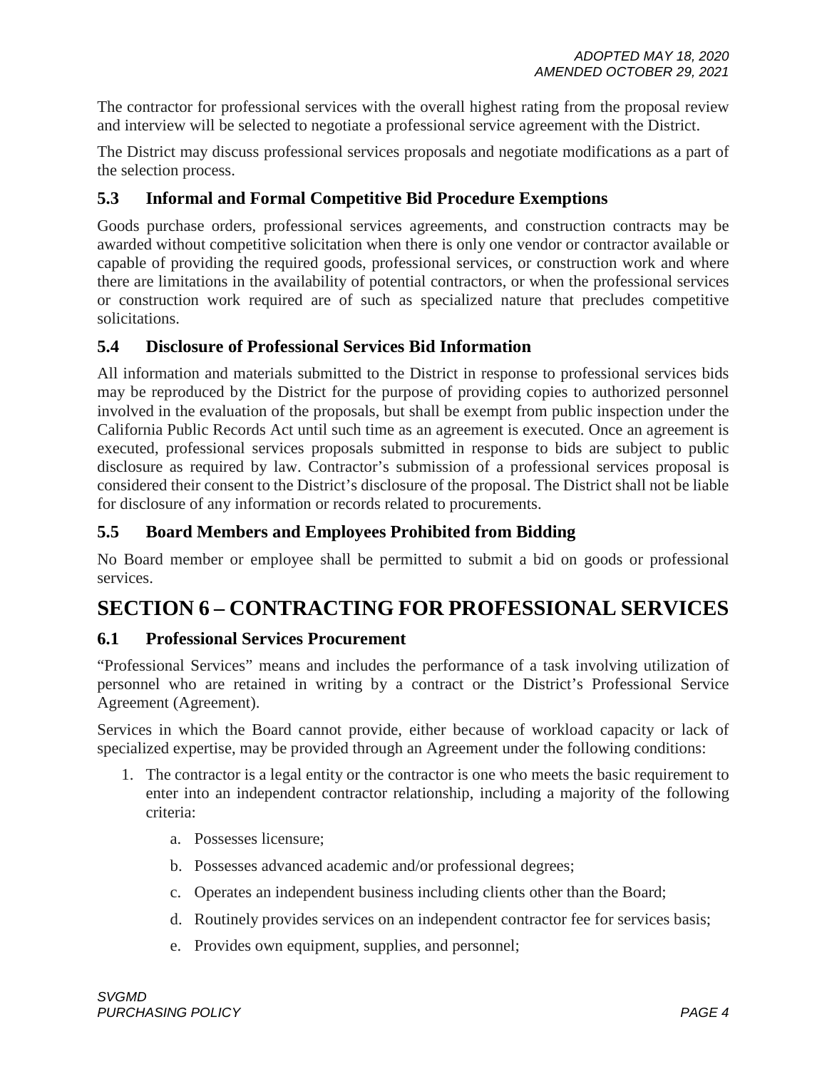The contractor for professional services with the overall highest rating from the proposal review and interview will be selected to negotiate a professional service agreement with the District.

The District may discuss professional services proposals and negotiate modifications as a part of the selection process.

### 5.3 Informal and Formal Competitive Bid Procedure Exemptions

Goods purchase orders, professional services agreements, and construction contracts may be awarded without competitive solicitation when there is only one vendor or contractor available or capable of providing the required goods, professional services, or construction work and where there are limitations in the availability of potential contractors, or when the professional services or construction work required are of such as specialized nature that precludes competitive solicitations.

### 5.4 Disclosure of Professional Services Bid Information

All information and materials submitted to the District in response to professional services bids may be reproduced by the District for the purpose of providing copies to authorized personnel involved in the evaluation of the proposals, but shall be exempt from public inspection under the California Public Records Act until such time as an agreement is executed. Once an agreement is executed, professional services proposals submitted in response to bids are subject to public disclosure as required by law. Contractor's submission of a professional services proposal is considered their consent to the District's disclosure of the proposal. The District shall not be liable for disclosure of any information or records related to procurements.

### 5.5 Board Members and Employees Prohibited from Bidding

No Board member or employee shall be permitted to submit a bid on goods or professional services.

## SECTION 6 – CONTRACTING FOR PROFESSIONAL SERVICES

### 6.1 Professional Services Procurement

"Professional Services" means and includes the performance of a task involving utilization of personnel who are retained in writing by a contract or the District's Professional Service Agreement (Agreement).

Services in which the Board cannot provide, either because of workload capacity or lack of specialized expertise, may be provided through an Agreement under the following conditions:

1. The contractor is a legal entity or the contractor is one who meets the basic requirement to enter into an independent contractor relationship, including a majority of the following criteria:
    a. Possesses licensure;
    b. Possesses advanced academic and/or professional degrees;
    c. Operates an independent business including clients other than the Board;
    d. Routinely provides services on an independent contractor fee for services basis;
    e. Provides own equipment, supplies, and personnel;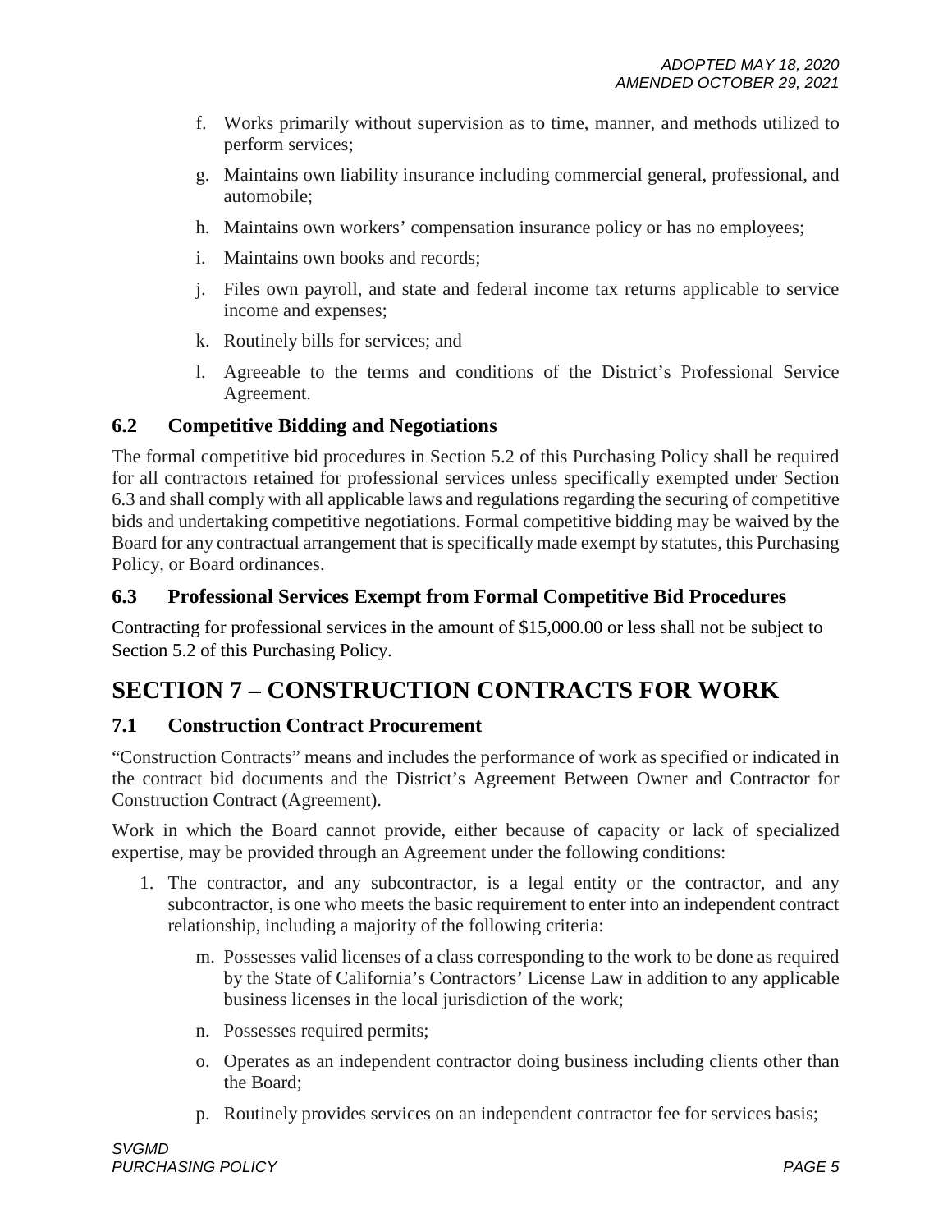f. Works primarily without supervision as to time, manner, and methods utilized to perform services;

g. Maintains own liability insurance including commercial general, professional, and automobile;

h. Maintains own workers' compensation insurance policy or has no employees;

i. Maintains own books and records;

j. Files own payroll, and state and federal income tax returns applicable to service income and expenses;

k. Routinely bills for services; and

l. Agreeable to the terms and conditions of the District's Professional Service Agreement.

### 6.2 Competitive Bidding and Negotiations

The formal competitive bid procedures in Section 5.2 of this Purchasing Policy shall be required for all contractors retained for professional services unless specifically exempted under Section 6.3 and shall comply with all applicable laws and regulations regarding the securing of competitive bids and undertaking competitive negotiations. Formal competitive bidding may be waived by the Board for any contractual arrangement that is specifically made exempt by statutes, this Purchasing Policy, or Board ordinances.

### 6.3 Professional Services Exempt from Formal Competitive Bid Procedures

Contracting for professional services in the amount of $15,000.00 or less shall not be subject to Section 5.2 of this Purchasing Policy.

## SECTION 7 – CONSTRUCTION CONTRACTS FOR WORK

### 7.1 Construction Contract Procurement

"Construction Contracts" means and includes the performance of work as specified or indicated in the contract bid documents and the District's Agreement Between Owner and Contractor for Construction Contract (Agreement).

Work in which the Board cannot provide, either because of capacity or lack of specialized expertise, may be provided through an Agreement under the following conditions:

1. The contractor, and any subcontractor, is a legal entity or the contractor, and any subcontractor, is one who meets the basic requirement to enter into an independent contract relationship, including a majority of the following criteria:

   m. Possesses valid licenses of a class corresponding to the work to be done as required by the State of California's Contractors' License Law in addition to any applicable business licenses in the local jurisdiction of the work;

   n. Possesses required permits;

   o. Operates as an independent contractor doing business including clients other than the Board;

   p. Routinely provides services on an independent contractor fee for services basis;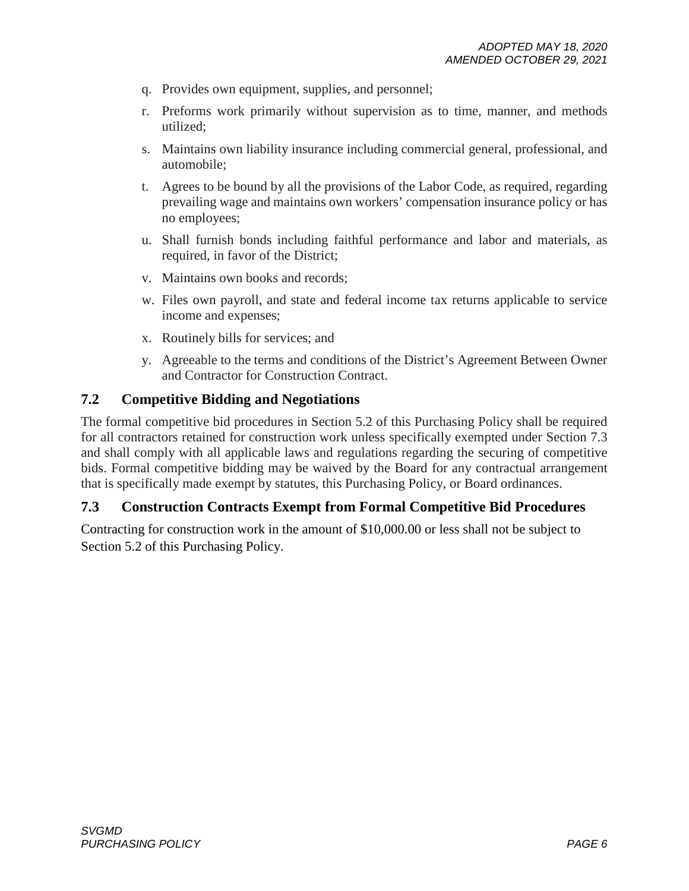q. Provides own equipment, supplies, and personnel;

r. Preforms work primarily without supervision as to time, manner, and methods utilized;

s. Maintains own liability insurance including commercial general, professional, and automobile;

t. Agrees to be bound by all the provisions of the Labor Code, as required, regarding prevailing wage and maintains own workers' compensation insurance policy or has no employees;

u. Shall furnish bonds including faithful performance and labor and materials, as required, in favor of the District;

v. Maintains own books and records;

w. Files own payroll, and state and federal income tax returns applicable to service income and expenses;

x. Routinely bills for services; and

y. Agreeable to the terms and conditions of the District's Agreement Between Owner and Contractor for Construction Contract.

## 7.2 Competitive Bidding and Negotiations

The formal competitive bid procedures in Section 5.2 of this Purchasing Policy shall be required for all contractors retained for construction work unless specifically exempted under Section 7.3 and shall comply with all applicable laws and regulations regarding the securing of competitive bids. Formal competitive bidding may be waived by the Board for any contractual arrangement that is specifically made exempt by statutes, this Purchasing Policy, or Board ordinances.

## 7.3 Construction Contracts Exempt from Formal Competitive Bid Procedures

Contracting for construction work in the amount of $10,000.00 or less shall not be subject to Section 5.2 of this Purchasing Policy.